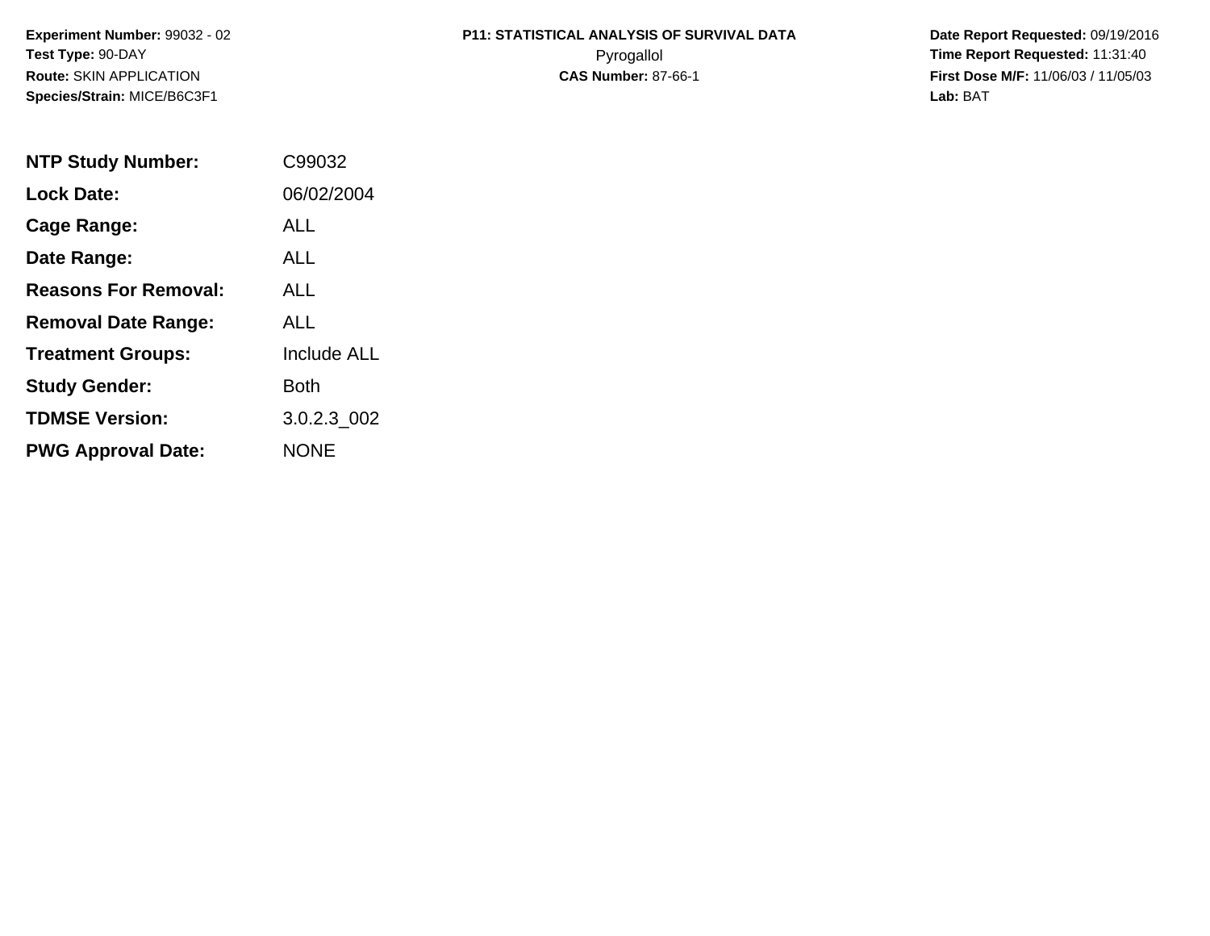**Experiment Number:** 99032 - 02
**Test Type:** 90-DAY
**Route:** SKIN APPLICATION
**Species/Strain:** MICE/B6C3F1

**P11: STATISTICAL ANALYSIS OF SURVIVAL DATA**
Pyrogallol
**CAS Number:** 87-66-1

**Date Report Requested:** 09/19/2016
**Time Report Requested:** 11:31:40
**First Dose M/F:** 11/06/03 / 11/05/03
**Lab:** BAT

| | |
|---|---|
| **NTP Study Number:** | C99032 |
| **Lock Date:** | 06/02/2004 |
| **Cage Range:** | ALL |
| **Date Range:** | ALL |
| **Reasons For Removal:** | ALL |
| **Removal Date Range:** | ALL |
| **Treatment Groups:** | Include ALL |
| **Study Gender:** | Both |
| **TDMSE Version:** | 3.0.2.3_002 |
| **PWG Approval Date:** | NONE |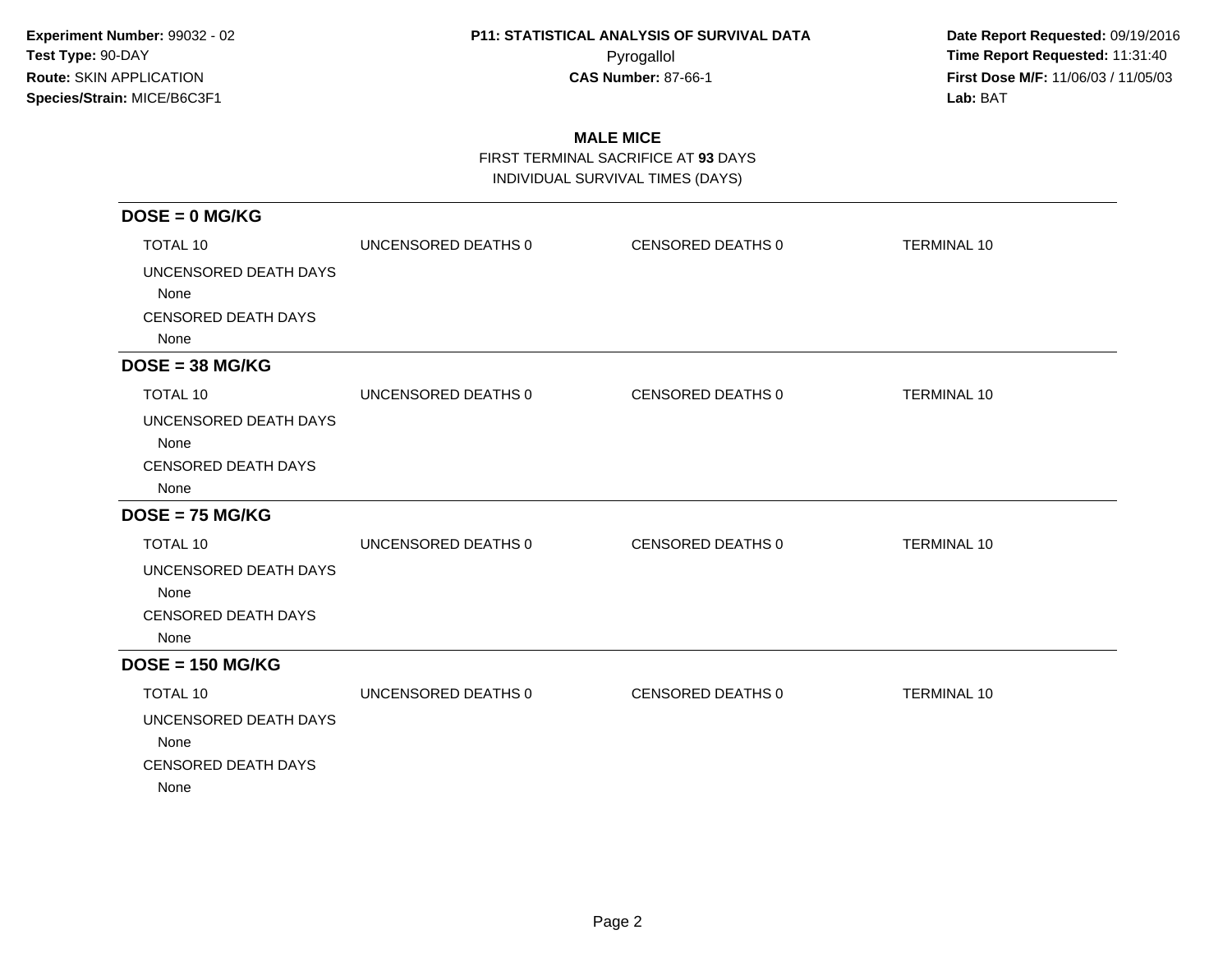**Experiment Number:** 99032 - 02
**Test Type:** 90-DAY
**Route:** SKIN APPLICATION
**Species/Strain:** MICE/B6C3F1

**P11: STATISTICAL ANALYSIS OF SURVIVAL DATA**
Pyrogallol
**CAS Number:** 87-66-1

**Date Report Requested:** 09/19/2016
**Time Report Requested:** 11:31:40
**First Dose M/F:** 11/06/03 / 11/05/03
**Lab:** BAT

## MALE MICE

FIRST TERMINAL SACRIFICE AT **93** DAYS
INDIVIDUAL SURVIVAL TIMES (DAYS)

### DOSE = 0 MG/KG

| TOTAL 10 | UNCENSORED DEATHS 0 | CENSORED DEATHS 0 | TERMINAL 10 |
|---|---|---|---|

UNCENSORED DEATH DAYS
None
CENSORED DEATH DAYS
None

### DOSE = 38 MG/KG

| TOTAL 10 | UNCENSORED DEATHS 0 | CENSORED DEATHS 0 | TERMINAL 10 |
|---|---|---|---|

UNCENSORED DEATH DAYS
None
CENSORED DEATH DAYS
None

### DOSE = 75 MG/KG

| TOTAL 10 | UNCENSORED DEATHS 0 | CENSORED DEATHS 0 | TERMINAL 10 |
|---|---|---|---|

UNCENSORED DEATH DAYS
None
CENSORED DEATH DAYS
None

### DOSE = 150 MG/KG

| TOTAL 10 | UNCENSORED DEATHS 0 | CENSORED DEATHS 0 | TERMINAL 10 |
|---|---|---|---|

UNCENSORED DEATH DAYS
None
CENSORED DEATH DAYS
None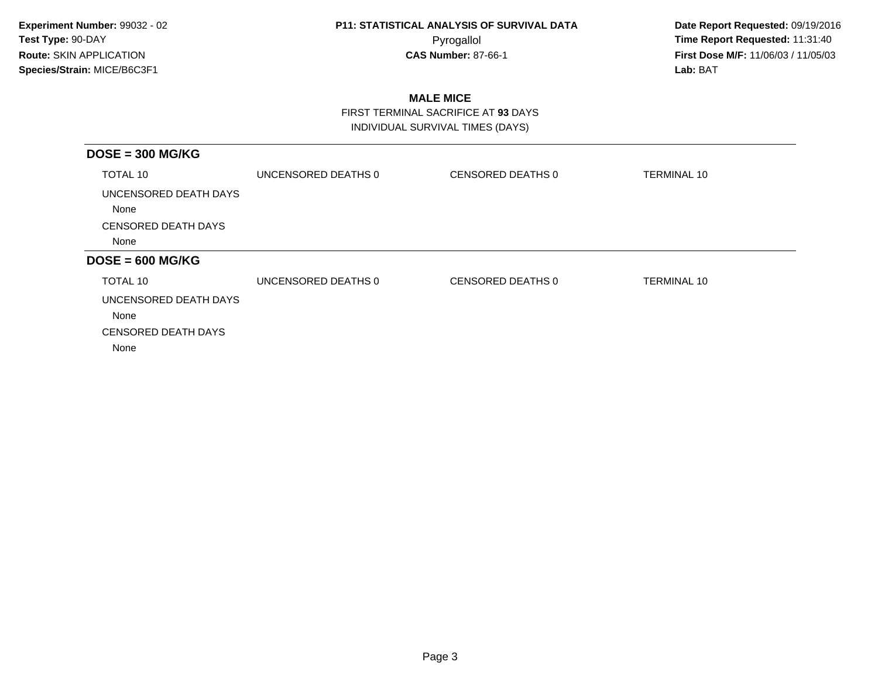**Experiment Number:** 99032 - 02
**Test Type:** 90-DAY
**Route:** SKIN APPLICATION
**Species/Strain:** MICE/B6C3F1

**P11: STATISTICAL ANALYSIS OF SURVIVAL DATA**
Pyrogallol
**CAS Number:** 87-66-1

**Date Report Requested:** 09/19/2016
**Time Report Requested:** 11:31:40
**First Dose M/F:** 11/06/03 / 11/05/03
**Lab:** BAT

## MALE MICE

FIRST TERMINAL SACRIFICE AT **93** DAYS
INDIVIDUAL SURVIVAL TIMES (DAYS)

### DOSE = 300 MG/KG

| TOTAL 10 | UNCENSORED DEATHS 0 | CENSORED DEATHS 0 | TERMINAL 10 |
|---|---|---|---|

UNCENSORED DEATH DAYS
None
CENSORED DEATH DAYS
None

### DOSE = 600 MG/KG

| TOTAL 10 | UNCENSORED DEATHS 0 | CENSORED DEATHS 0 | TERMINAL 10 |
|---|---|---|---|

UNCENSORED DEATH DAYS
None
CENSORED DEATH DAYS
None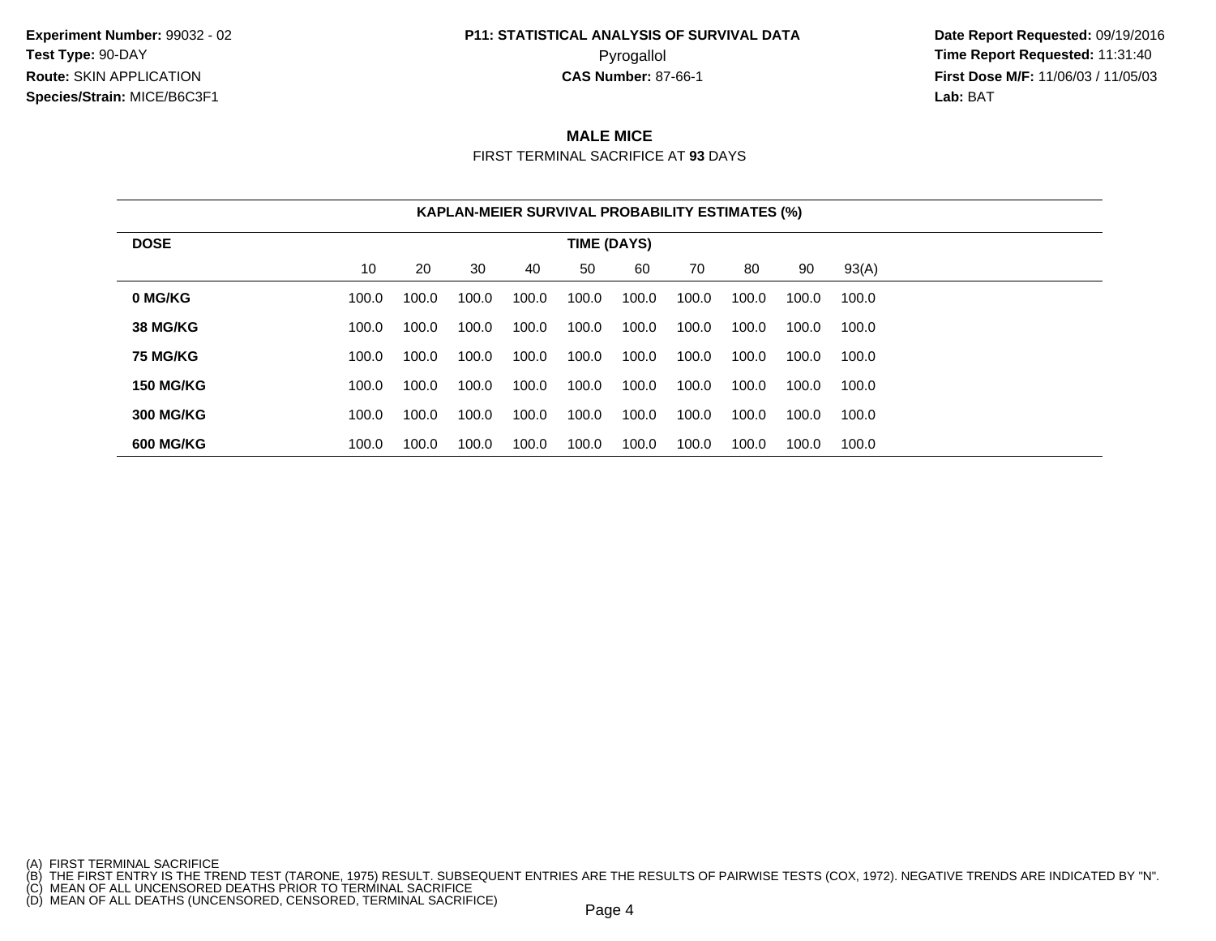**Experiment Number:** 99032 - 02
**Test Type:** 90-DAY
**Route:** SKIN APPLICATION
**Species/Strain:** MICE/B6C3F1

**P11: STATISTICAL ANALYSIS OF SURVIVAL DATA**
Pyrogallol
**CAS Number:** 87-66-1

**Date Report Requested:** 09/19/2016
**Time Report Requested:** 11:31:40
**First Dose M/F:** 11/06/03 / 11/05/03
**Lab:** BAT

## MALE MICE

FIRST TERMINAL SACRIFICE AT **93** DAYS

**KAPLAN-MEIER SURVIVAL PROBABILITY ESTIMATES (%)**

| DOSE | TIME (DAYS) | | | | | | | | | |
|---|---|---|---|---|---|---|---|---|---|---|
| | 10 | 20 | 30 | 40 | 50 | 60 | 70 | 80 | 90 | 93(A) |
| **0 MG/KG** | 100.0 | 100.0 | 100.0 | 100.0 | 100.0 | 100.0 | 100.0 | 100.0 | 100.0 | 100.0 |
| **38 MG/KG** | 100.0 | 100.0 | 100.0 | 100.0 | 100.0 | 100.0 | 100.0 | 100.0 | 100.0 | 100.0 |
| **75 MG/KG** | 100.0 | 100.0 | 100.0 | 100.0 | 100.0 | 100.0 | 100.0 | 100.0 | 100.0 | 100.0 |
| **150 MG/KG** | 100.0 | 100.0 | 100.0 | 100.0 | 100.0 | 100.0 | 100.0 | 100.0 | 100.0 | 100.0 |
| **300 MG/KG** | 100.0 | 100.0 | 100.0 | 100.0 | 100.0 | 100.0 | 100.0 | 100.0 | 100.0 | 100.0 |
| **600 MG/KG** | 100.0 | 100.0 | 100.0 | 100.0 | 100.0 | 100.0 | 100.0 | 100.0 | 100.0 | 100.0 |

(A) FIRST TERMINAL SACRIFICE
(B) THE FIRST ENTRY IS THE TREND TEST (TARONE, 1975) RESULT. SUBSEQUENT ENTRIES ARE THE RESULTS OF PAIRWISE TESTS (COX, 1972). NEGATIVE TRENDS ARE INDICATED BY "N".
(C) MEAN OF ALL UNCENSORED DEATHS PRIOR TO TERMINAL SACRIFICE
(D) MEAN OF ALL DEATHS (UNCENSORED, CENSORED, TERMINAL SACRIFICE)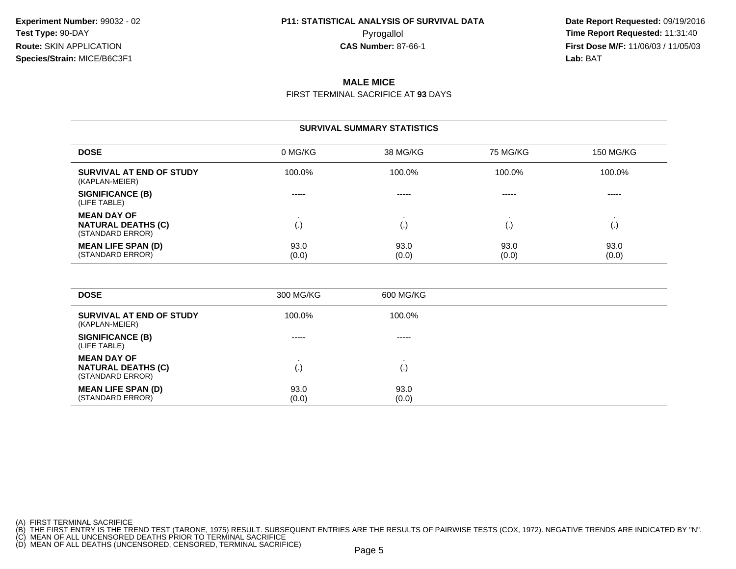**Experiment Number:** 99032 - 02
**Test Type:** 90-DAY
**Route:** SKIN APPLICATION
**Species/Strain:** MICE/B6C3F1

**P11: STATISTICAL ANALYSIS OF SURVIVAL DATA**
Pyrogallol
**CAS Number:** 87-66-1

**Date Report Requested:** 09/19/2016
**Time Report Requested:** 11:31:40
**First Dose M/F:** 11/06/03 / 11/05/03
**Lab:** BAT

## MALE MICE

FIRST TERMINAL SACRIFICE AT **93** DAYS

### SURVIVAL SUMMARY STATISTICS

| DOSE | 0 MG/KG | 38 MG/KG | 75 MG/KG | 150 MG/KG |
|---|---|---|---|---|
| **SURVIVAL AT END OF STUDY** (KAPLAN-MEIER) | 100.0% | 100.0% | 100.0% | 100.0% |
| **SIGNIFICANCE (B)** (LIFE TABLE) | ----- | ----- | ----- | ----- |
| **MEAN DAY OF NATURAL DEATHS (C)** (STANDARD ERROR) | . (.) | . (.) | . (.) | . (.) |
| **MEAN LIFE SPAN (D)** (STANDARD ERROR) | 93.0 (0.0) | 93.0 (0.0) | 93.0 (0.0) | 93.0 (0.0) |

| DOSE | 300 MG/KG | 600 MG/KG |
|---|---|---|
| **SURVIVAL AT END OF STUDY** (KAPLAN-MEIER) | 100.0% | 100.0% |
| **SIGNIFICANCE (B)** (LIFE TABLE) | ----- | ----- |
| **MEAN DAY OF NATURAL DEATHS (C)** (STANDARD ERROR) | . (.) | . (.) |
| **MEAN LIFE SPAN (D)** (STANDARD ERROR) | 93.0 (0.0) | 93.0 (0.0) |

(A) FIRST TERMINAL SACRIFICE
(B) THE FIRST ENTRY IS THE TREND TEST (TARONE, 1975) RESULT. SUBSEQUENT ENTRIES ARE THE RESULTS OF PAIRWISE TESTS (COX, 1972). NEGATIVE TRENDS ARE INDICATED BY "N".
(C) MEAN OF ALL UNCENSORED DEATHS PRIOR TO TERMINAL SACRIFICE
(D) MEAN OF ALL DEATHS (UNCENSORED, CENSORED, TERMINAL SACRIFICE)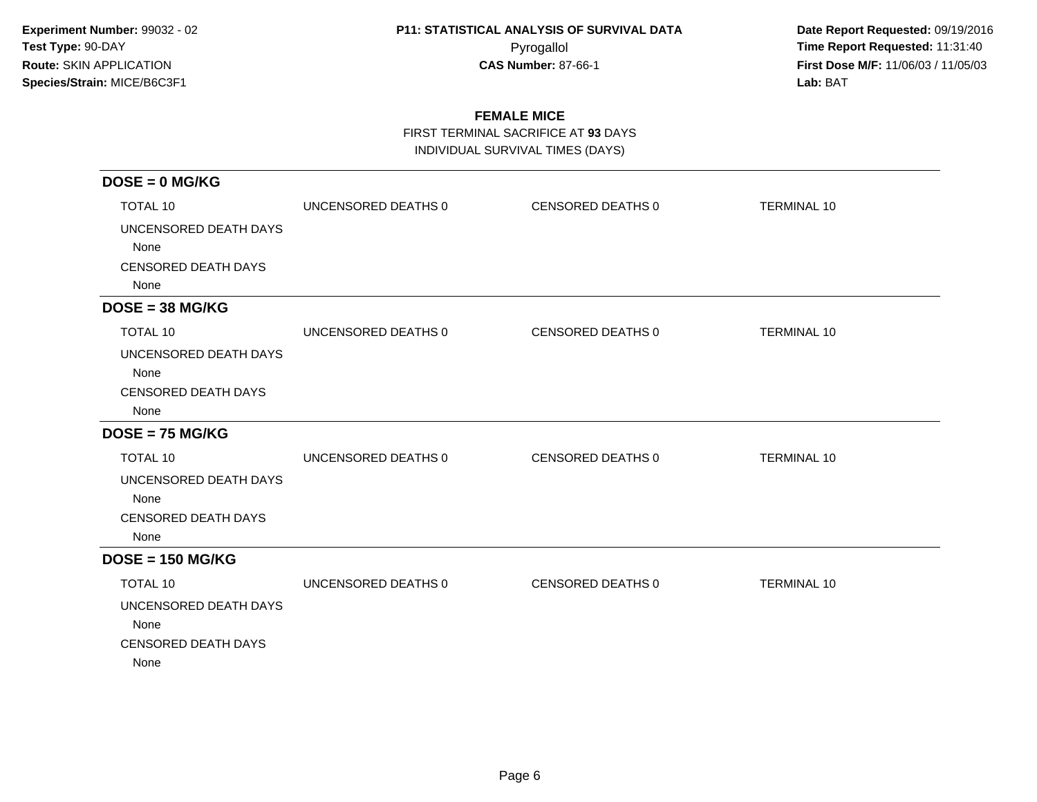**Experiment Number:** 99032 - 02
**Test Type:** 90-DAY
**Route:** SKIN APPLICATION
**Species/Strain:** MICE/B6C3F1

**P11: STATISTICAL ANALYSIS OF SURVIVAL DATA**
Pyrogallol
**CAS Number:** 87-66-1

**Date Report Requested:** 09/19/2016
**Time Report Requested:** 11:31:40
**First Dose M/F:** 11/06/03 / 11/05/03
**Lab:** BAT

## FEMALE MICE

FIRST TERMINAL SACRIFICE AT **93** DAYS
INDIVIDUAL SURVIVAL TIMES (DAYS)

### DOSE = 0 MG/KG

| TOTAL 10 | UNCENSORED DEATHS 0 | CENSORED DEATHS 0 | TERMINAL 10 |
|---|---|---|---|

UNCENSORED DEATH DAYS
None
CENSORED DEATH DAYS
None

### DOSE = 38 MG/KG

| TOTAL 10 | UNCENSORED DEATHS 0 | CENSORED DEATHS 0 | TERMINAL 10 |
|---|---|---|---|

UNCENSORED DEATH DAYS
None
CENSORED DEATH DAYS
None

### DOSE = 75 MG/KG

| TOTAL 10 | UNCENSORED DEATHS 0 | CENSORED DEATHS 0 | TERMINAL 10 |
|---|---|---|---|

UNCENSORED DEATH DAYS
None
CENSORED DEATH DAYS
None

### DOSE = 150 MG/KG

| TOTAL 10 | UNCENSORED DEATHS 0 | CENSORED DEATHS 0 | TERMINAL 10 |
|---|---|---|---|

UNCENSORED DEATH DAYS
None
CENSORED DEATH DAYS
None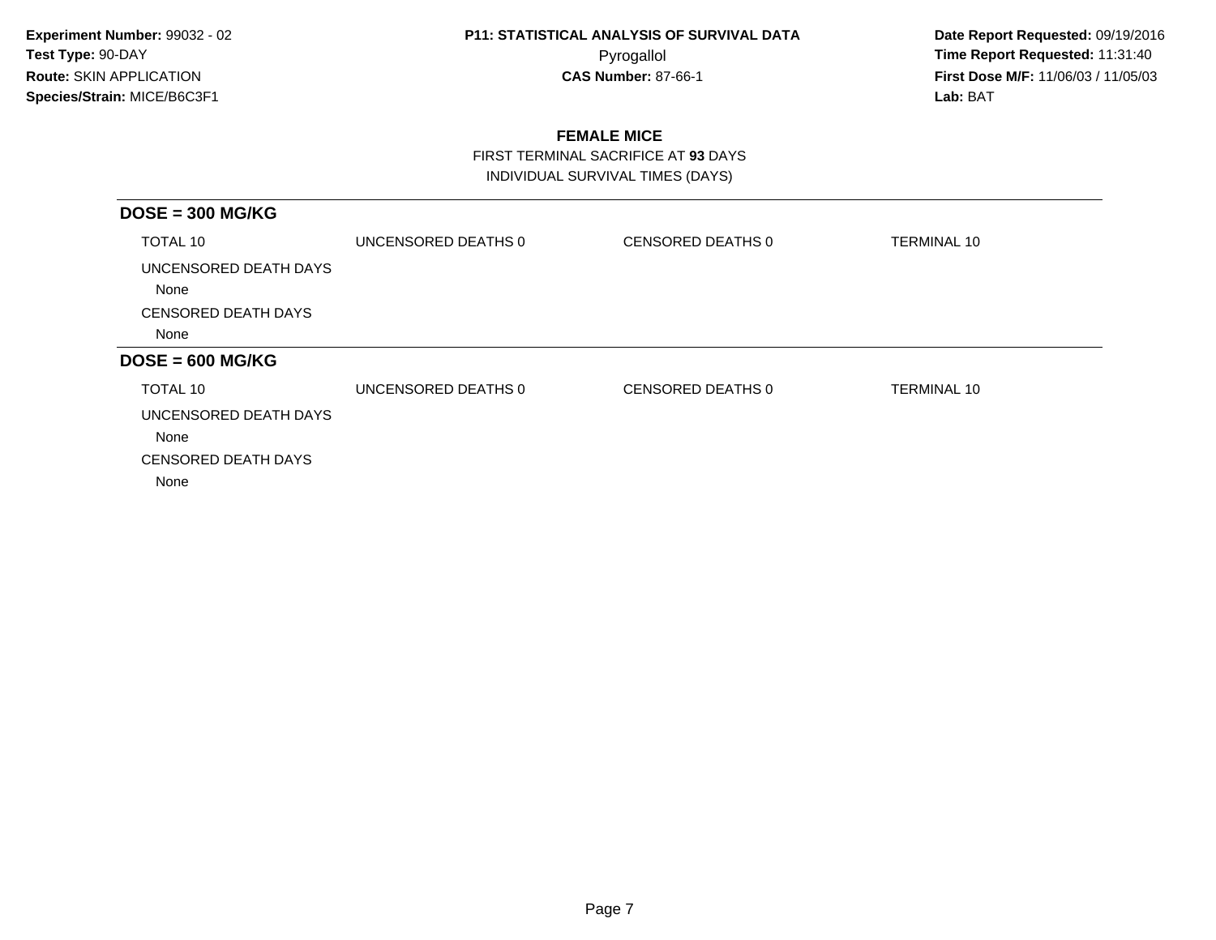**Experiment Number:** 99032 - 02
**Test Type:** 90-DAY
**Route:** SKIN APPLICATION
**Species/Strain:** MICE/B6C3F1

**P11: STATISTICAL ANALYSIS OF SURVIVAL DATA**
Pyrogallol
**CAS Number:** 87-66-1

**Date Report Requested:** 09/19/2016
**Time Report Requested:** 11:31:40
**First Dose M/F:** 11/06/03 / 11/05/03
**Lab:** BAT

## FEMALE MICE

FIRST TERMINAL SACRIFICE AT **93** DAYS
INDIVIDUAL SURVIVAL TIMES (DAYS)

### DOSE = 300 MG/KG

| TOTAL 10 | UNCENSORED DEATHS 0 | CENSORED DEATHS 0 | TERMINAL 10 |
|---|---|---|---|

UNCENSORED DEATH DAYS
None
CENSORED DEATH DAYS
None

### DOSE = 600 MG/KG

| TOTAL 10 | UNCENSORED DEATHS 0 | CENSORED DEATHS 0 | TERMINAL 10 |
|---|---|---|---|

UNCENSORED DEATH DAYS
None
CENSORED DEATH DAYS
None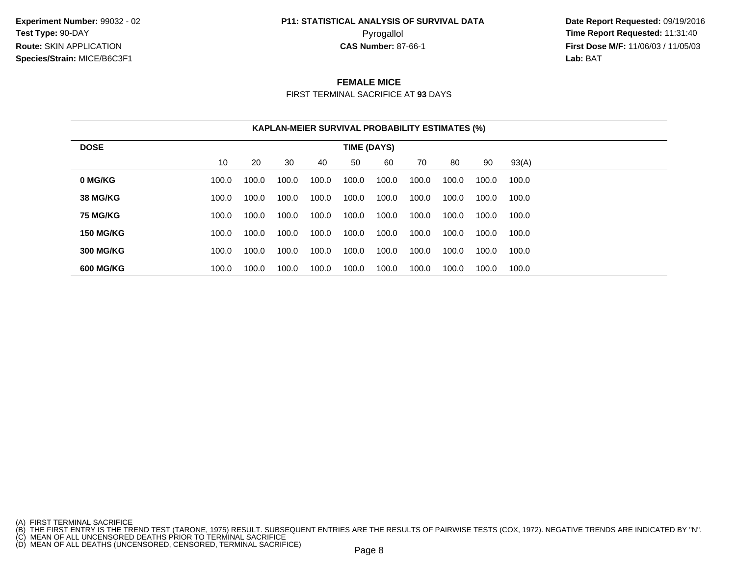**Experiment Number:** 99032 - 02
**Test Type:** 90-DAY
**Route:** SKIN APPLICATION
**Species/Strain:** MICE/B6C3F1

**P11: STATISTICAL ANALYSIS OF SURVIVAL DATA**
Pyrogallol
**CAS Number:** 87-66-1

**Date Report Requested:** 09/19/2016
**Time Report Requested:** 11:31:40
**First Dose M/F:** 11/06/03 / 11/05/03
**Lab:** BAT

## FEMALE MICE

FIRST TERMINAL SACRIFICE AT **93** DAYS

**KAPLAN-MEIER SURVIVAL PROBABILITY ESTIMATES (%)**

| DOSE | TIME (DAYS) | | | | | | | | | |
|---|---|---|---|---|---|---|---|---|---|---|
| | 10 | 20 | 30 | 40 | 50 | 60 | 70 | 80 | 90 | 93(A) |
| **0 MG/KG** | 100.0 | 100.0 | 100.0 | 100.0 | 100.0 | 100.0 | 100.0 | 100.0 | 100.0 | 100.0 |
| **38 MG/KG** | 100.0 | 100.0 | 100.0 | 100.0 | 100.0 | 100.0 | 100.0 | 100.0 | 100.0 | 100.0 |
| **75 MG/KG** | 100.0 | 100.0 | 100.0 | 100.0 | 100.0 | 100.0 | 100.0 | 100.0 | 100.0 | 100.0 |
| **150 MG/KG** | 100.0 | 100.0 | 100.0 | 100.0 | 100.0 | 100.0 | 100.0 | 100.0 | 100.0 | 100.0 |
| **300 MG/KG** | 100.0 | 100.0 | 100.0 | 100.0 | 100.0 | 100.0 | 100.0 | 100.0 | 100.0 | 100.0 |
| **600 MG/KG** | 100.0 | 100.0 | 100.0 | 100.0 | 100.0 | 100.0 | 100.0 | 100.0 | 100.0 | 100.0 |

(A) FIRST TERMINAL SACRIFICE
(B) THE FIRST ENTRY IS THE TREND TEST (TARONE, 1975) RESULT. SUBSEQUENT ENTRIES ARE THE RESULTS OF PAIRWISE TESTS (COX, 1972). NEGATIVE TRENDS ARE INDICATED BY "N".
(C) MEAN OF ALL UNCENSORED DEATHS PRIOR TO TERMINAL SACRIFICE
(D) MEAN OF ALL DEATHS (UNCENSORED, CENSORED, TERMINAL SACRIFICE)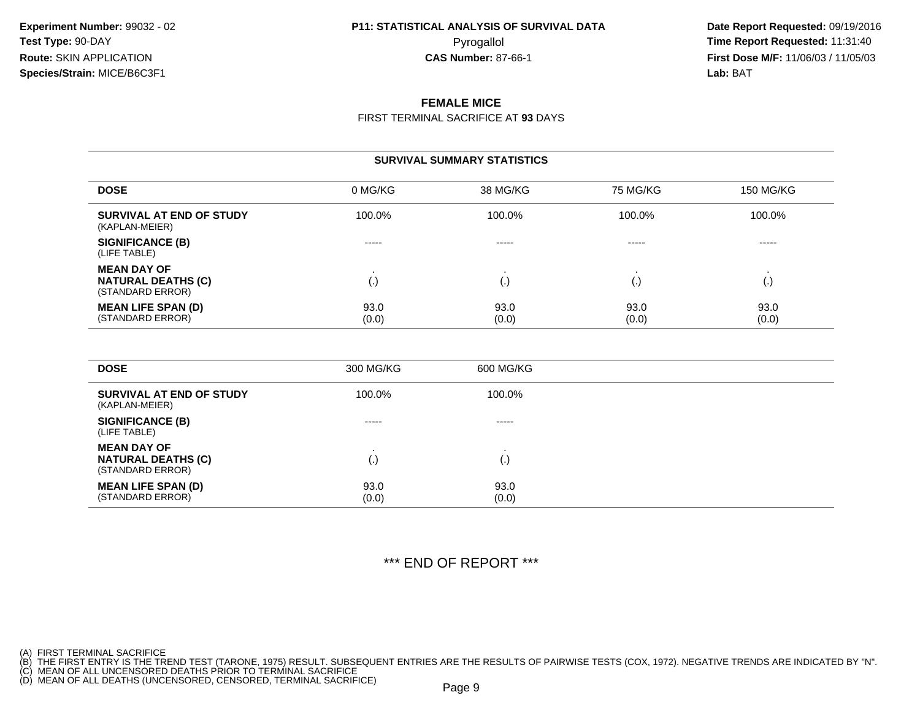**Experiment Number:** 99032 - 02
**Test Type:** 90-DAY
**Route:** SKIN APPLICATION
**Species/Strain:** MICE/B6C3F1

**P11: STATISTICAL ANALYSIS OF SURVIVAL DATA**
Pyrogallol
**CAS Number:** 87-66-1

**Date Report Requested:** 09/19/2016
**Time Report Requested:** 11:31:40
**First Dose M/F:** 11/06/03 / 11/05/03
**Lab:** BAT

## FEMALE MICE

FIRST TERMINAL SACRIFICE AT **93** DAYS

### SURVIVAL SUMMARY STATISTICS

| DOSE | 0 MG/KG | 38 MG/KG | 75 MG/KG | 150 MG/KG |
|---|---|---|---|---|
| **SURVIVAL AT END OF STUDY** (KAPLAN-MEIER) | 100.0% | 100.0% | 100.0% | 100.0% |
| **SIGNIFICANCE (B)** (LIFE TABLE) | ----- | ----- | ----- | ----- |
| **MEAN DAY OF NATURAL DEATHS (C)** (STANDARD ERROR) | . (.) | . (.) | . (.) | . (.) |
| **MEAN LIFE SPAN (D)** (STANDARD ERROR) | 93.0 (0.0) | 93.0 (0.0) | 93.0 (0.0) | 93.0 (0.0) |

| DOSE | 300 MG/KG | 600 MG/KG |
|---|---|---|
| **SURVIVAL AT END OF STUDY** (KAPLAN-MEIER) | 100.0% | 100.0% |
| **SIGNIFICANCE (B)** (LIFE TABLE) | ----- | ----- |
| **MEAN DAY OF NATURAL DEATHS (C)** (STANDARD ERROR) | . (.) | . (.) |
| **MEAN LIFE SPAN (D)** (STANDARD ERROR) | 93.0 (0.0) | 93.0 (0.0) |

\*\*\* END OF REPORT \*\*\*

(A) FIRST TERMINAL SACRIFICE
(B) THE FIRST ENTRY IS THE TREND TEST (TARONE, 1975) RESULT. SUBSEQUENT ENTRIES ARE THE RESULTS OF PAIRWISE TESTS (COX, 1972). NEGATIVE TRENDS ARE INDICATED BY "N".
(C) MEAN OF ALL UNCENSORED DEATHS PRIOR TO TERMINAL SACRIFICE
(D) MEAN OF ALL DEATHS (UNCENSORED, CENSORED, TERMINAL SACRIFICE)